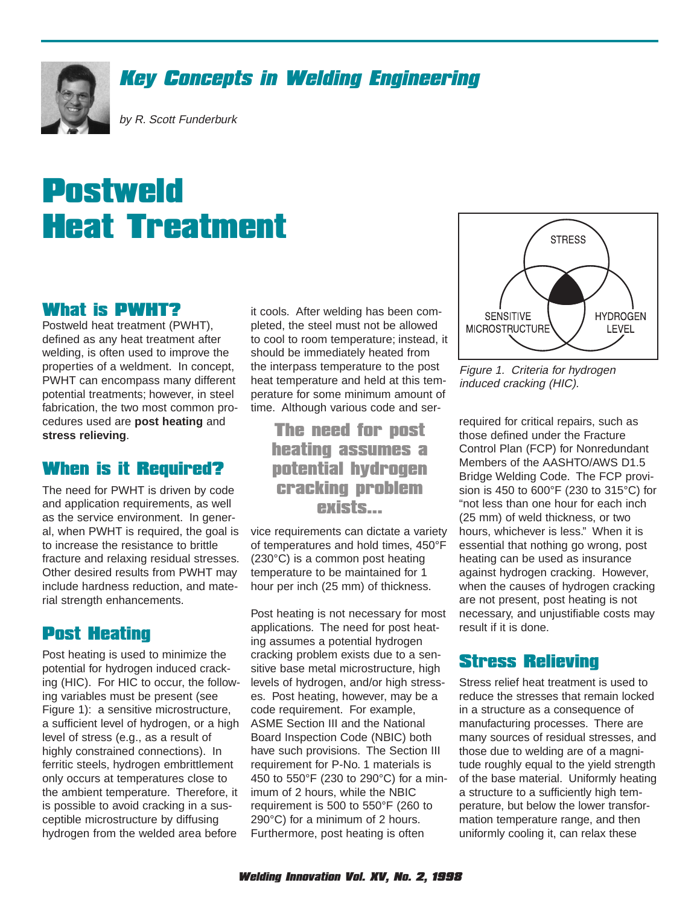# Key Concepts in Welding Engineering

*by R. Scott Funderburk*

# Postweld Heat Treatment

## What is PWHT?

Postweld heat treatment (PWHT), defined as any heat treatment after welding, is often used to improve the properties of a weldment. In concept, PWHT can encompass many different potential treatments; however, in steel fabrication, the two most common procedures used are **post heating** and **stress relieving**.

## When is it Required?

The need for PWHT is driven by code and application requirements, as well as the service environment. In general, when PWHT is required, the goal is to increase the resistance to brittle fracture and relaxing residual stresses. Other desired results from PWHT may include hardness reduction, and material strength enhancements.

## Post Heating

Post heating is used to minimize the potential for hydrogen induced cracking (HIC). For HIC to occur, the following variables must be present (see Figure 1): a sensitive microstructure, a sufficient level of hydrogen, or a high level of stress (e.g., as a result of highly constrained connections). In ferritic steels, hydrogen embrittlement only occurs at temperatures close to the ambient temperature. Therefore, it is possible to avoid cracking in a susceptible microstructure by diffusing hydrogen from the welded area before it cools. After welding has been completed, the steel must not be allowed to cool to room temperature; instead, it should be immediately heated from the interpass temperature to the post heat temperature and held at this temperature for some minimum amount of time. Although various code and service requirements can dictate a variety of temperatures and hold times, 450°F (230°C) is a common post heating temperature to be maintained for 1 hour per inch (25 mm) of thickness.

**The need for post heating assumes a potential hydrogen cracking problem exists...**

Post heating is not necessary for most applications. The need for post heating assumes a potential hydrogen cracking problem exists due to a sensitive base metal microstructure, high levels of hydrogen, and/or high stresses. Post heating, however, may be a code requirement. For example, ASME Section III and the National Board Inspection Code (NBIC) both have such provisions. The Section III requirement for P-No. 1 materials is 450 to 550°F (230 to 290°C) for a minimum of 2 hours, while the NBIC requirement is 500 to 550°F (260 to 290°C) for a minimum of 2 hours. Furthermore, post heating is often required for critical repairs, such as those defined under the Fracture Control Plan (FCP) for Nonredundant Members of the AASHTO/AWS D1.5 Bridge Welding Code. The FCP provision is 450 to 600°F (230 to 315°C) for "not less than one hour for each inch (25 mm) of weld thickness, or two hours, whichever is less." When it is essential that nothing go wrong, post heating can be used as insurance against hydrogen cracking. However, when the causes of hydrogen cracking are not present, post heating is not necessary, and unjustifiable costs may result if it is done.

STRESS

SENSITIVE MICROSTRUCTURE

HYDROGEN LEVEL

*Figure 1. Criteria for hydrogen induced cracking (HIC).*

## Stress Relieving

Stress relief heat treatment is used to reduce the stresses that remain locked in a structure as a consequence of manufacturing processes. There are many sources of residual stresses, and those due to welding are of a magnitude roughly equal to the yield strength of the base material. Uniformly heating a structure to a sufficiently high temperature, but below the lower transformation temperature range, and then uniformly cooling it, can relax these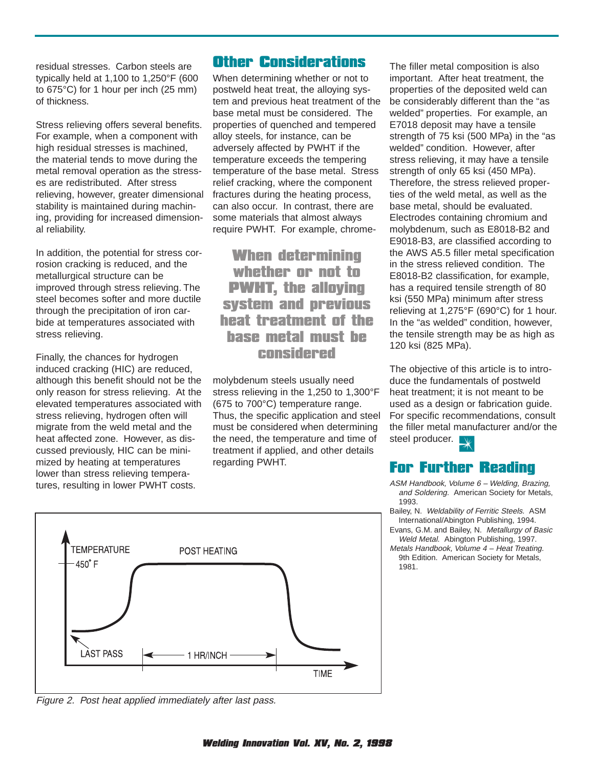residual stresses. Carbon steels are typically held at 1,100 to 1,250°F (600 to 675°C) for 1 hour per inch (25 mm) of thickness.

Stress relieving offers several benefits. For example, when a component with high residual stresses is machined, the material tends to move during the metal removal operation as the stresses are redistributed. After stress relieving, however, greater dimensional stability is maintained during machining, providing for increased dimensional reliability.

In addition, the potential for stress corrosion cracking is reduced, and the metallurgical structure can be improved through stress relieving. The steel becomes softer and more ductile through the precipitation of iron carbide at temperatures associated with stress relieving.

Finally, the chances for hydrogen induced cracking (HIC) are reduced, although this benefit should not be the only reason for stress relieving. At the elevated temperatures associated with stress relieving, hydrogen often will migrate from the weld metal and the heat affected zone. However, as discussed previously, HIC can be minimized by heating at temperatures lower than stress relieving temperatures, resulting in lower PWHT costs.

## Other Considerations

When determining whether or not to postweld heat treat, the alloying system and previous heat treatment of the base metal must be considered. The properties of quenched and tempered alloy steels, for instance, can be adversely affected by PWHT if the temperature exceeds the tempering temperature of the base metal. Stress relief cracking, where the component fractures during the heating process, can also occur. In contrast, there are some materials that almost always require PWHT. For example, chrome-molybdenum steels usually need stress relieving in the 1,250 to 1,300°F (675 to 700°C) temperature range. Thus, the specific application and steel must be considered when determining the need, the temperature and time of treatment if applied, and other details regarding PWHT.

**When determining whether or not to PWHT, the alloying system and previous heat treatment of the base metal must be considered**

The filler metal composition is also important. After heat treatment, the properties of the deposited weld can be considerably different than the "as welded" properties. For example, an E7018 deposit may have a tensile strength of 75 ksi (500 MPa) in the "as welded" condition. However, after stress relieving, it may have a tensile strength of only 65 ksi (450 MPa). Therefore, the stress relieved properties of the weld metal, as well as the base metal, should be evaluated. Electrodes containing chromium and molybdenum, such as E8018-B2 and E9018-B3, are classified according to the AWS A5.5 filler metal specification in the stress relieved condition. The E8018-B2 classification, for example, has a required tensile strength of 80 ksi (550 MPa) minimum after stress relieving at 1,275°F (690°C) for 1 hour. In the "as welded" condition, however, the tensile strength may be as high as 120 ksi (825 MPa).

The objective of this article is to introduce the fundamentals of postweld heat treatment; it is not meant to be used as a design or fabrication guide. For specific recommendations, consult the filler metal manufacturer and/or the steel producer.

TEMPERATURE
450° F
POST HEATING
LAST PASS
1 HR/INCH
TIME

*Figure 2. Post heat applied immediately after last pass.*

## For Further Reading

*ASM Handbook, Volume 6 – Welding, Brazing, and Soldering.* American Society for Metals, 1993.

Bailey, N. *Weldability of Ferritic Steels.* ASM International/Abington Publishing, 1994.

Evans, G.M. and Bailey, N. *Metallurgy of Basic Weld Metal.* Abington Publishing, 1997.

*Metals Handbook, Volume 4 – Heat Treating.* 9th Edition. American Society for Metals, 1981.